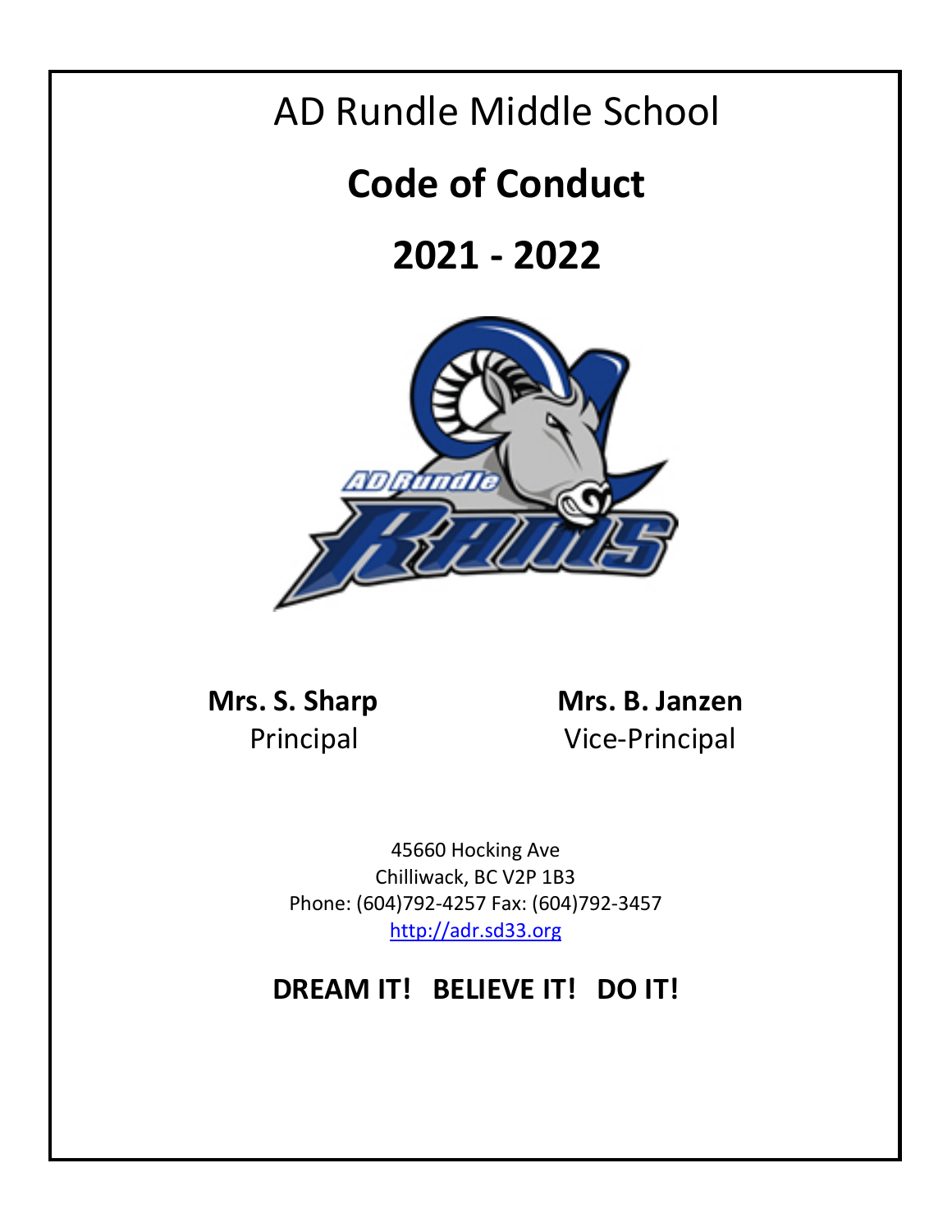# AD Rundle Middle School

# **Code of Conduct**

# **2021 - 2022**

**Mrs. S. Sharp**
Principal

**Mrs. B. Janzen**
Vice-Principal

45660 Hocking Ave
Chilliwack, BC V2P 1B3
Phone: (604)792-4257 Fax: (604)792-3457
http://adr.sd33.org

## **DREAM IT! BELIEVE IT! DO IT!**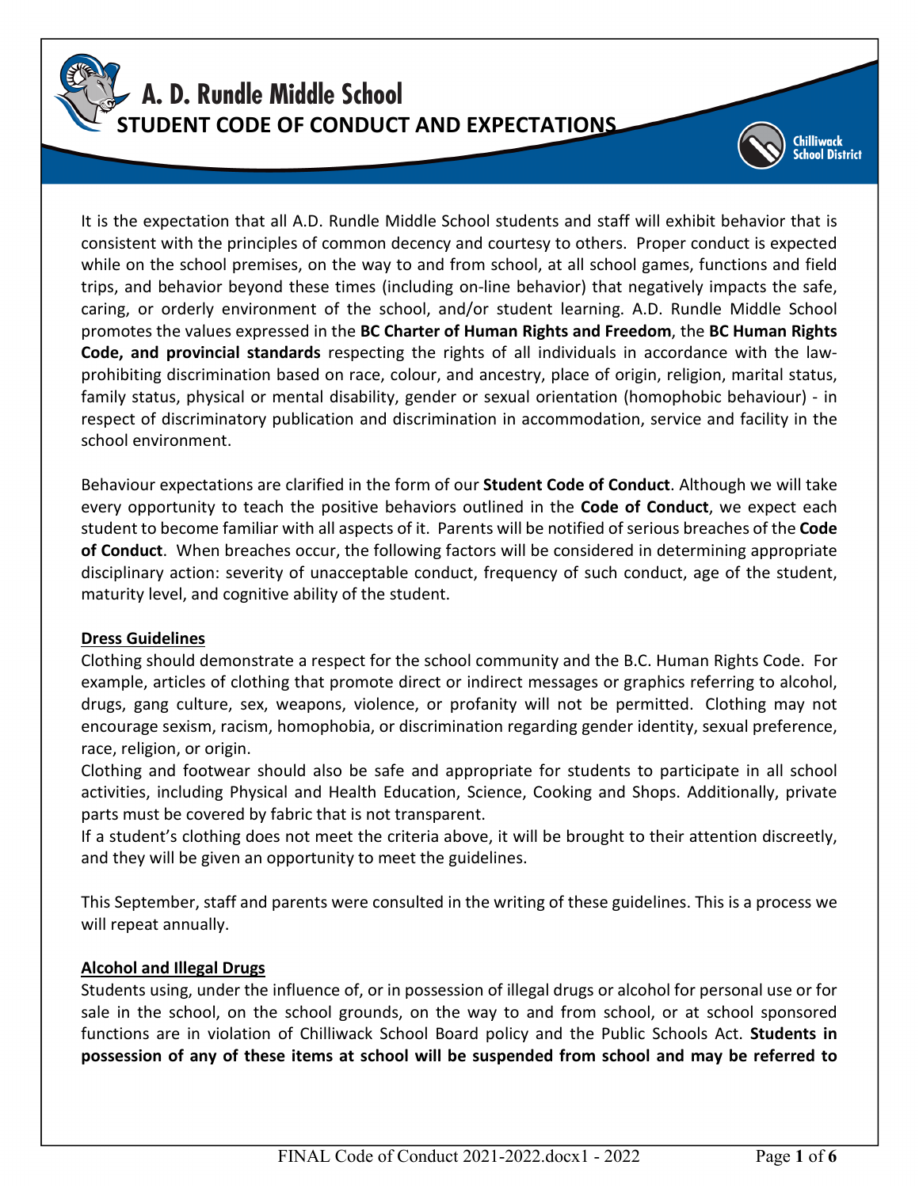# A. D. Rundle Middle School

## STUDENT CODE OF CONDUCT AND EXPECTATIONS

It is the expectation that all A.D. Rundle Middle School students and staff will exhibit behavior that is consistent with the principles of common decency and courtesy to others. Proper conduct is expected while on the school premises, on the way to and from school, at all school games, functions and field trips, and behavior beyond these times (including on-line behavior) that negatively impacts the safe, caring, or orderly environment of the school, and/or student learning. A.D. Rundle Middle School promotes the values expressed in the **BC Charter of Human Rights and Freedom**, the **BC Human Rights Code, and provincial standards** respecting the rights of all individuals in accordance with the law-prohibiting discrimination based on race, colour, and ancestry, place of origin, religion, marital status, family status, physical or mental disability, gender or sexual orientation (homophobic behaviour) - in respect of discriminatory publication and discrimination in accommodation, service and facility in the school environment.

Behaviour expectations are clarified in the form of our **Student Code of Conduct**. Although we will take every opportunity to teach the positive behaviors outlined in the **Code of Conduct**, we expect each student to become familiar with all aspects of it. Parents will be notified of serious breaches of the **Code of Conduct**. When breaches occur, the following factors will be considered in determining appropriate disciplinary action: severity of unacceptable conduct, frequency of such conduct, age of the student, maturity level, and cognitive ability of the student.

### Dress Guidelines

Clothing should demonstrate a respect for the school community and the B.C. Human Rights Code. For example, articles of clothing that promote direct or indirect messages or graphics referring to alcohol, drugs, gang culture, sex, weapons, violence, or profanity will not be permitted. Clothing may not encourage sexism, racism, homophobia, or discrimination regarding gender identity, sexual preference, race, religion, or origin.

Clothing and footwear should also be safe and appropriate for students to participate in all school activities, including Physical and Health Education, Science, Cooking and Shops. Additionally, private parts must be covered by fabric that is not transparent.

If a student's clothing does not meet the criteria above, it will be brought to their attention discreetly, and they will be given an opportunity to meet the guidelines.

This September, staff and parents were consulted in the writing of these guidelines. This is a process we will repeat annually.

### Alcohol and Illegal Drugs

Students using, under the influence of, or in possession of illegal drugs or alcohol for personal use or for sale in the school, on the school grounds, on the way to and from school, or at school sponsored functions are in violation of Chilliwack School Board policy and the Public Schools Act. **Students in possession of any of these items at school will be suspended from school and may be referred to**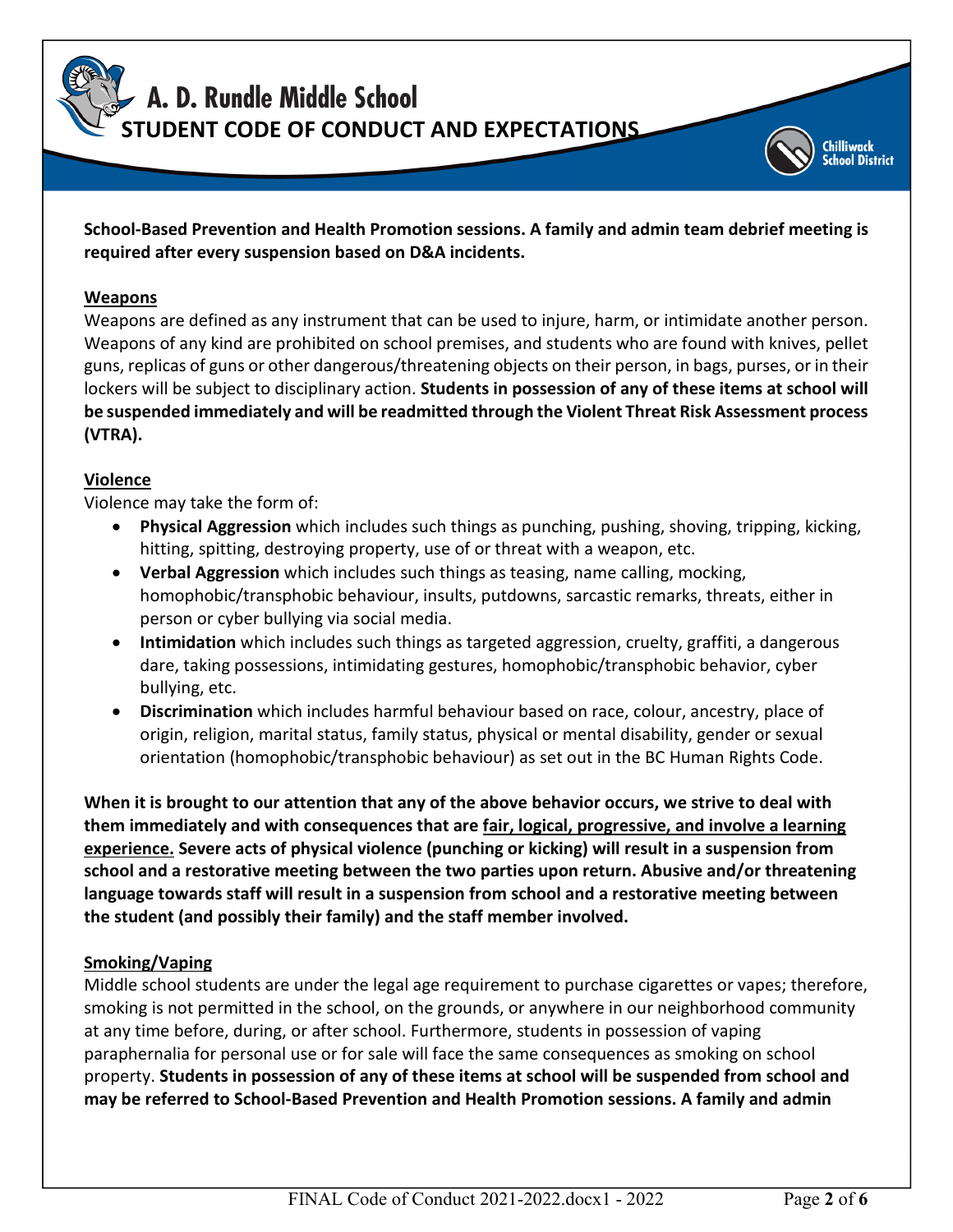**School-Based Prevention and Health Promotion sessions. A family and admin team debrief meeting is required after every suspension based on D&A incidents.**

<u>**Weapons**</u>

Weapons are defined as any instrument that can be used to injure, harm, or intimidate another person. Weapons of any kind are prohibited on school premises, and students who are found with knives, pellet guns, replicas of guns or other dangerous/threatening objects on their person, in bags, purses, or in their lockers will be subject to disciplinary action. **Students in possession of any of these items at school will be suspended immediately and will be readmitted through the Violent Threat Risk Assessment process (VTRA).**

<u>**Violence**</u>

Violence may take the form of:

- **Physical Aggression** which includes such things as punching, pushing, shoving, tripping, kicking, hitting, spitting, destroying property, use of or threat with a weapon, etc.
- **Verbal Aggression** which includes such things as teasing, name calling, mocking, homophobic/transphobic behaviour, insults, putdowns, sarcastic remarks, threats, either in person or cyber bullying via social media.
- **Intimidation** which includes such things as targeted aggression, cruelty, graffiti, a dangerous dare, taking possessions, intimidating gestures, homophobic/transphobic behavior, cyber bullying, etc.
- **Discrimination** which includes harmful behaviour based on race, colour, ancestry, place of origin, religion, marital status, family status, physical or mental disability, gender or sexual orientation (homophobic/transphobic behaviour) as set out in the BC Human Rights Code.

**When it is brought to our attention that any of the above behavior occurs, we strive to deal with them immediately and with consequences that are <u>fair, logical, progressive, and involve a learning experience.</u> Severe acts of physical violence (punching or kicking) will result in a suspension from school and a restorative meeting between the two parties upon return. Abusive and/or threatening language towards staff will result in a suspension from school and a restorative meeting between the student (and possibly their family) and the staff member involved.**

<u>**Smoking/Vaping**</u>

Middle school students are under the legal age requirement to purchase cigarettes or vapes; therefore, smoking is not permitted in the school, on the grounds, or anywhere in our neighborhood community at any time before, during, or after school. Furthermore, students in possession of vaping paraphernalia for personal use or for sale will face the same consequences as smoking on school property. **Students in possession of any of these items at school will be suspended from school and may be referred to School-Based Prevention and Health Promotion sessions. A family and admin**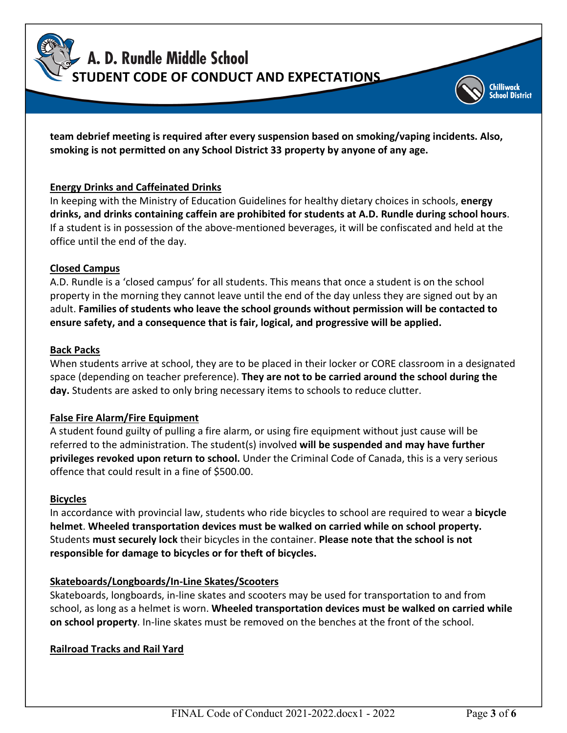**team debrief meeting is required after every suspension based on smoking/vaping incidents. Also, smoking is not permitted on any School District 33 property by anyone of any age.**

**Energy Drinks and Caffeinated Drinks**

In keeping with the Ministry of Education Guidelines for healthy dietary choices in schools, **energy drinks, and drinks containing caffein are prohibited for students at A.D. Rundle during school hours**. If a student is in possession of the above-mentioned beverages, it will be confiscated and held at the office until the end of the day.

**Closed Campus**

A.D. Rundle is a 'closed campus' for all students. This means that once a student is on the school property in the morning they cannot leave until the end of the day unless they are signed out by an adult. **Families of students who leave the school grounds without permission will be contacted to ensure safety, and a consequence that is fair, logical, and progressive will be applied.**

**Back Packs**

When students arrive at school, they are to be placed in their locker or CORE classroom in a designated space (depending on teacher preference). **They are not to be carried around the school during the day.** Students are asked to only bring necessary items to schools to reduce clutter.

**False Fire Alarm/Fire Equipment**

A student found guilty of pulling a fire alarm, or using fire equipment without just cause will be referred to the administration. The student(s) involved **will be suspended and may have further privileges revoked upon return to school.** Under the Criminal Code of Canada, this is a very serious offence that could result in a fine of $500.00.

**Bicycles**

In accordance with provincial law, students who ride bicycles to school are required to wear a **bicycle helmet**. **Wheeled transportation devices must be walked on carried while on school property.** Students **must securely lock** their bicycles in the container. **Please note that the school is not responsible for damage to bicycles or for theft of bicycles.**

**Skateboards/Longboards/In-Line Skates/Scooters**

Skateboards, longboards, in-line skates and scooters may be used for transportation to and from school, as long as a helmet is worn. **Wheeled transportation devices must be walked on carried while on school property**. In-line skates must be removed on the benches at the front of the school.

**Railroad Tracks and Rail Yard**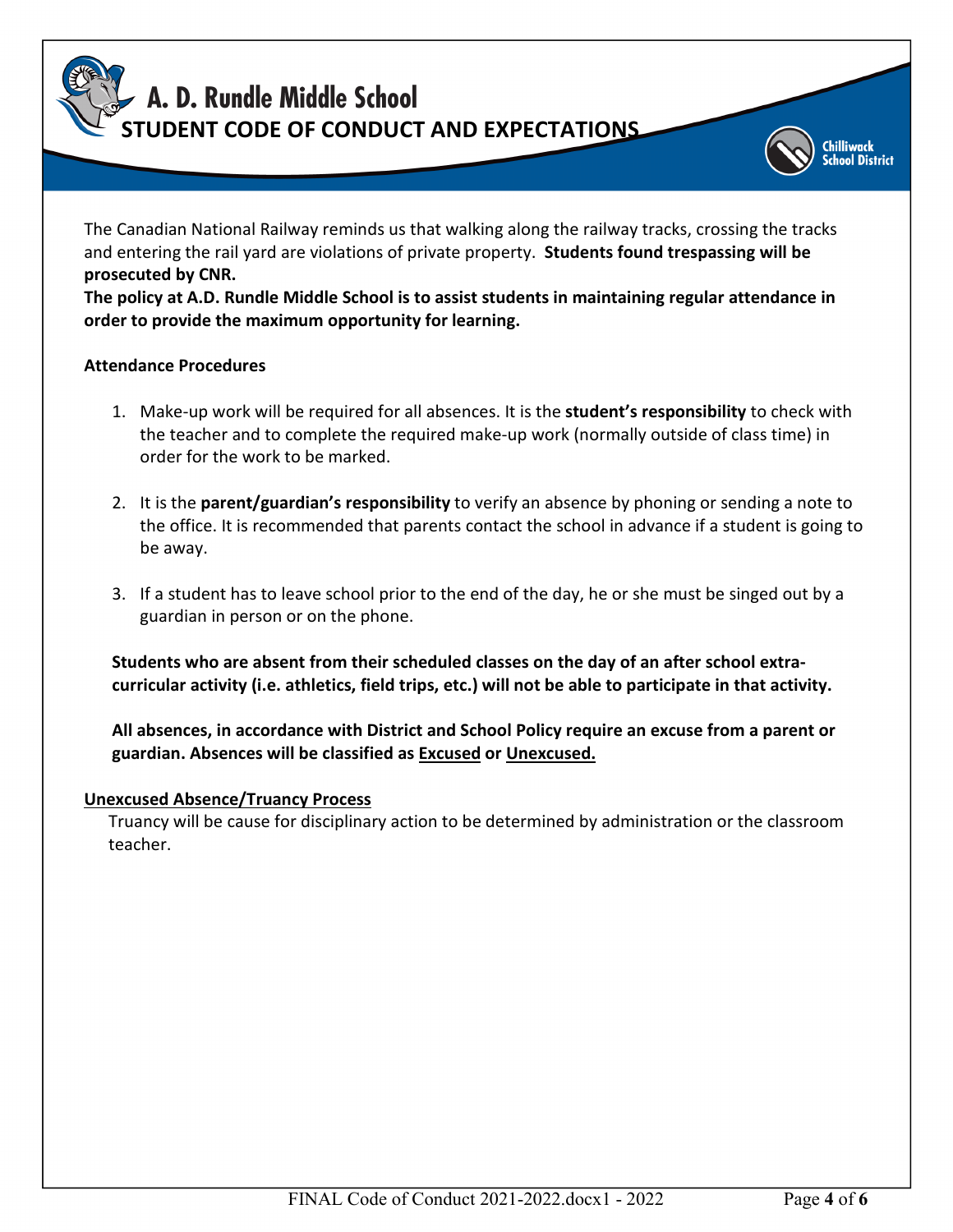The Canadian National Railway reminds us that walking along the railway tracks, crossing the tracks and entering the rail yard are violations of private property. **Students found trespassing will be prosecuted by CNR.**

**The policy at A.D. Rundle Middle School is to assist students in maintaining regular attendance in order to provide the maximum opportunity for learning.**

**Attendance Procedures**

1. Make-up work will be required for all absences. It is the **student's responsibility** to check with the teacher and to complete the required make-up work (normally outside of class time) in order for the work to be marked.

2. It is the **parent/guardian's responsibility** to verify an absence by phoning or sending a note to the office. It is recommended that parents contact the school in advance if a student is going to be away.

3. If a student has to leave school prior to the end of the day, he or she must be singed out by a guardian in person or on the phone.

**Students who are absent from their scheduled classes on the day of an after school extra-curricular activity (i.e. athletics, field trips, etc.) will not be able to participate in that activity.**

**All absences, in accordance with District and School Policy require an excuse from a parent or guardian. Absences will be classified as <u>Excused</u> or <u>Unexcused.</u>**

**<u>Unexcused Absence/Truancy Process</u>**

Truancy will be cause for disciplinary action to be determined by administration or the classroom teacher.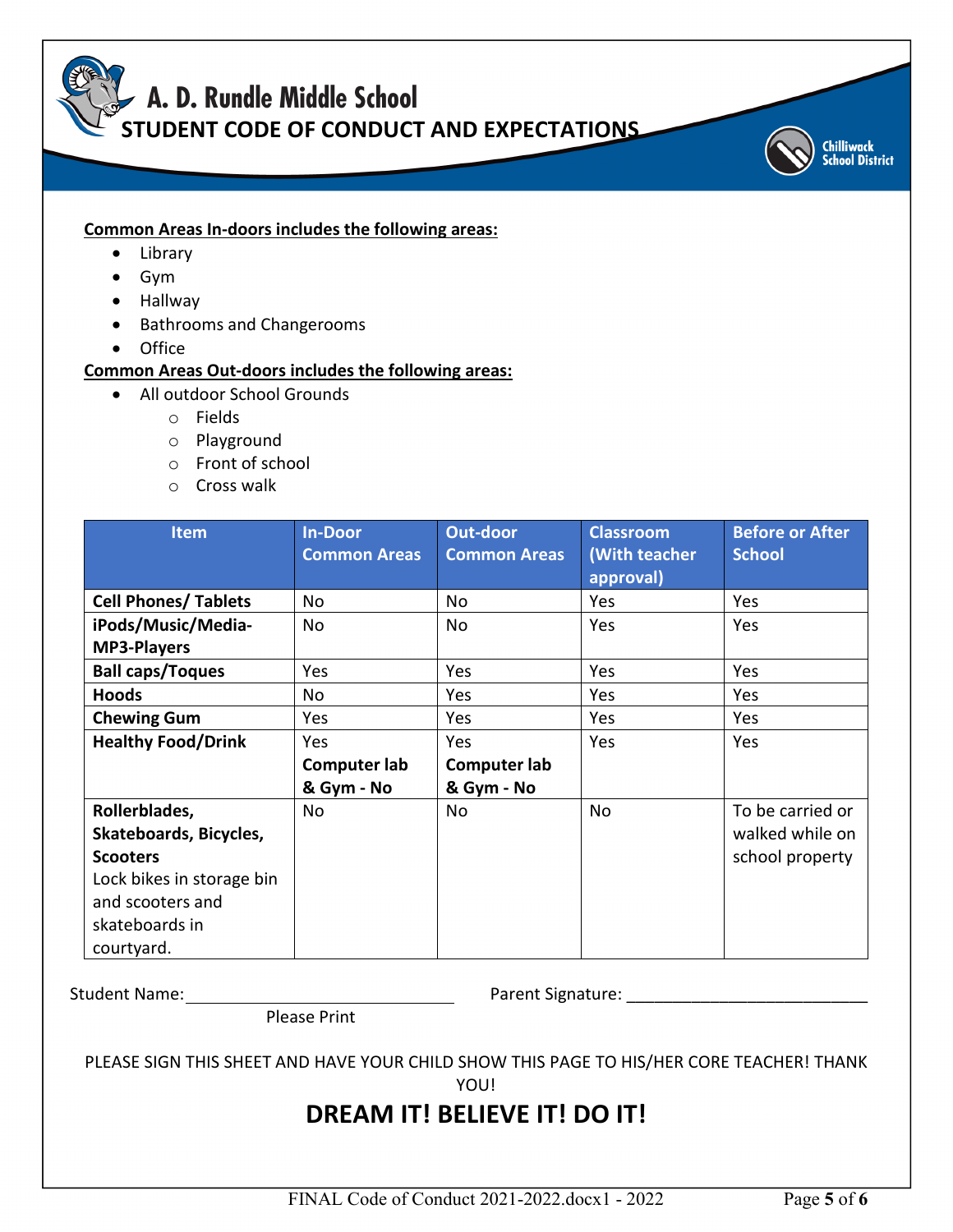# A. D. Rundle Middle School

## STUDENT CODE OF CONDUCT AND EXPECTATIONS

Chilliwack School District

**Common Areas In-doors includes the following areas:**

- Library
- Gym
- Hallway
- Bathrooms and Changerooms
- Office

**Common Areas Out-doors includes the following areas:**

- All outdoor School Grounds
  - Fields
  - Playground
  - Front of school
  - Cross walk

| Item | In-Door Common Areas | Out-door Common Areas | Classroom (With teacher approval) | Before or After School |
|---|---|---|---|---|
| **Cell Phones/ Tablets** | No | No | Yes | Yes |
| **iPods/Music/Media-MP3-Players** | No | No | Yes | Yes |
| **Ball caps/Toques** | Yes | Yes | Yes | Yes |
| **Hoods** | No | Yes | Yes | Yes |
| **Chewing Gum** | Yes | Yes | Yes | Yes |
| **Healthy Food/Drink** | Yes **Computer lab & Gym - No** | Yes **Computer lab & Gym - No** | Yes | Yes |
| **Rollerblades, Skateboards, Bicycles, Scooters** Lock bikes in storage bin and scooters and skateboards in courtyard. | No | No | No | To be carried or walked while on school property |

Student Name: ______________________________ Parent Signature: ______________________________

Please Print

PLEASE SIGN THIS SHEET AND HAVE YOUR CHILD SHOW THIS PAGE TO HIS/HER CORE TEACHER! THANK YOU!

**DREAM IT! BELIEVE IT! DO IT!**